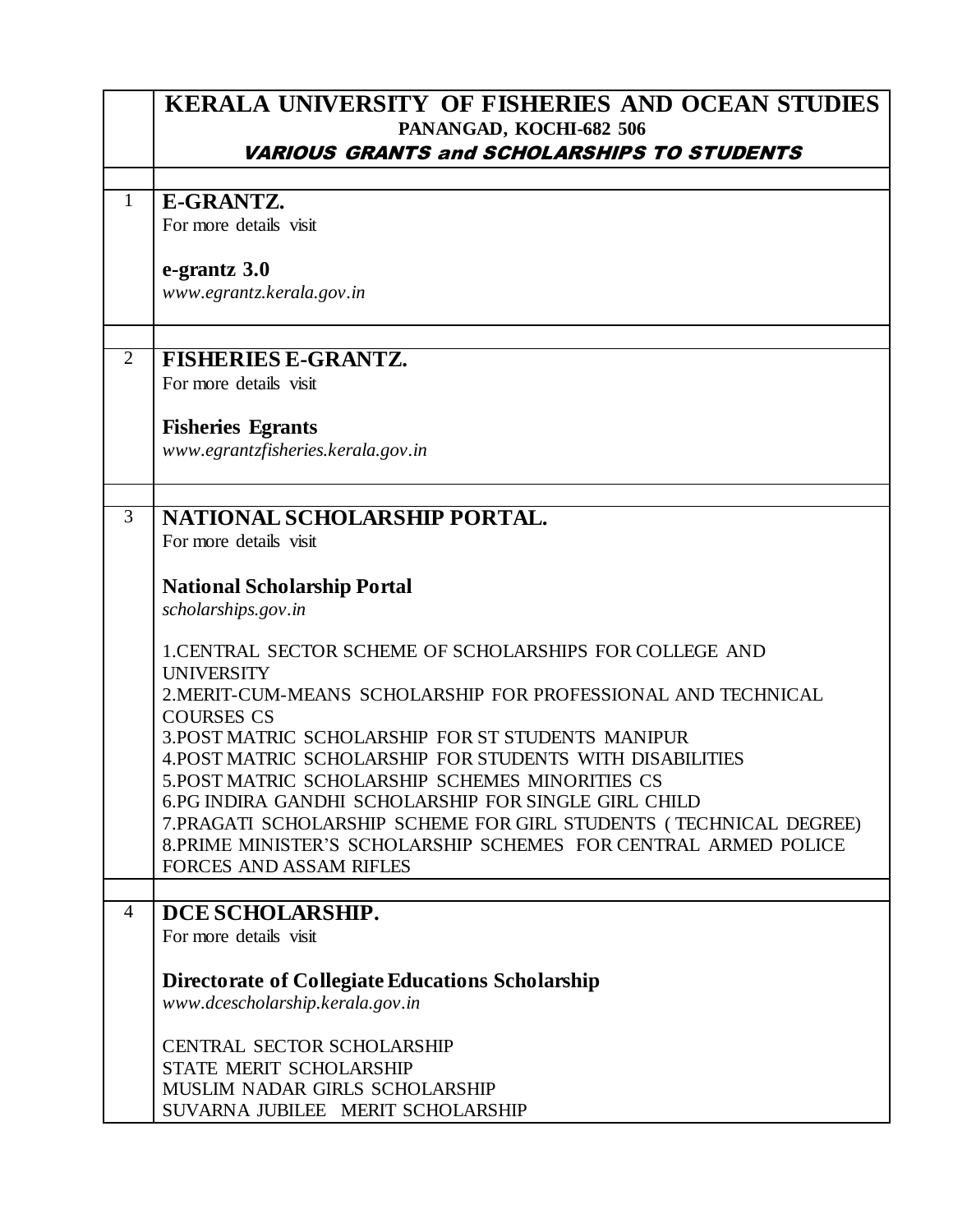| | KERALA UNIVERSITY OF FISHERIES AND OCEAN STUDIES<br>PANANGAD, KOCHI-682 506<br>*VARIOUS GRANTS and SCHOLARSHIPS TO STUDENTS* |
|---|---|
| | |
| 1 | **E-GRANTZ.**<br>For more details visit<br><br>**e-grantz 3.0**<br>*www.egrantz.kerala.gov.in* |
| | |
| 2 | **FISHERIES E-GRANTZ.**<br>For more details visit<br><br>**Fisheries Egrants**<br>*www.egrantzfisheries.kerala.gov.in* |
| | |
| 3 | **NATIONAL SCHOLARSHIP PORTAL.**<br>For more details visit<br><br>**National Scholarship Portal**<br>*scholarships.gov.in*<br><br>1.CENTRAL SECTOR SCHEME OF SCHOLARSHIPS FOR COLLEGE AND UNIVERSITY<br>2.MERIT-CUM-MEANS SCHOLARSHIP FOR PROFESSIONAL AND TECHNICAL COURSES CS<br>3.POST MATRIC SCHOLARSHIP FOR ST STUDENTS MANIPUR<br>4.POST MATRIC SCHOLARSHIP FOR STUDENTS WITH DISABILITIES<br>5.POST MATRIC SCHOLARSHIP SCHEMES MINORITIES CS<br>6.PG INDIRA GANDHI SCHOLARSHIP FOR SINGLE GIRL CHILD<br>7.PRAGATI SCHOLARSHIP SCHEME FOR GIRL STUDENTS ( TECHNICAL DEGREE)<br>8.PRIME MINISTER'S SCHOLARSHIP SCHEMES FOR CENTRAL ARMED POLICE FORCES AND ASSAM RIFLES |
| | |
| 4 | **DCE SCHOLARSHIP.**<br>For more details visit<br><br>**Directorate of Collegiate Educations Scholarship**<br>*www.dcescholarship.kerala.gov.in*<br><br>CENTRAL SECTOR SCHOLARSHIP<br>STATE MERIT SCHOLARSHIP<br>MUSLIM NADAR GIRLS SCHOLARSHIP<br>SUVARNA JUBILEE MERIT SCHOLARSHIP |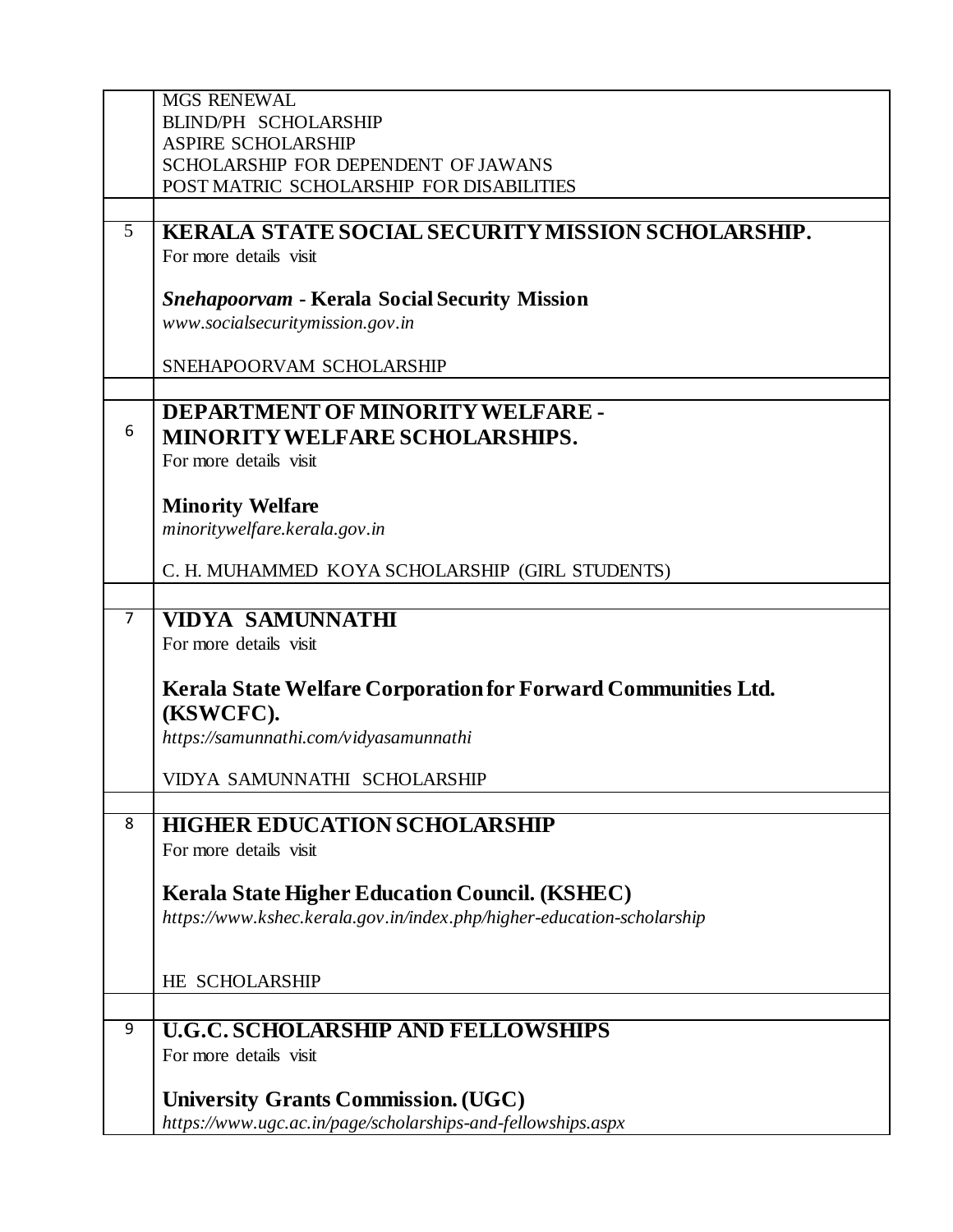| | |
|---|---|
| | MGS RENEWAL<br>BLIND/PH SCHOLARSHIP<br>ASPIRE SCHOLARSHIP<br>SCHOLARSHIP FOR DEPENDENT OF JAWANS<br>POST MATRIC SCHOLARSHIP FOR DISABILITIES |
| | |
| 5 | **KERALA STATE SOCIAL SECURITY MISSION SCHOLARSHIP.**<br>For more details visit<br><br>***Snehapoorvam* - Kerala Social Security Mission**<br>*www.socialsecuritymission.gov.in*<br><br>SNEHAPOORVAM SCHOLARSHIP |
| | |
| 6 | **DEPARTMENT OF MINORITY WELFARE - MINORITY WELFARE SCHOLARSHIPS.**<br>For more details visit<br><br>**Minority Welfare**<br>*minoritywelfare.kerala.gov.in*<br><br>C. H. MUHAMMED KOYA SCHOLARSHIP (GIRL STUDENTS) |
| | |
| 7 | **VIDYA SAMUNNATHI**<br>For more details visit<br><br>**Kerala State Welfare Corporation for Forward Communities Ltd. (KSWCFC).**<br>*https://samunnathi.com/vidyasamunnathi*<br><br>VIDYA SAMUNNATHI SCHOLARSHIP |
| | |
| 8 | **HIGHER EDUCATION SCHOLARSHIP**<br>For more details visit<br><br>**Kerala State Higher Education Council. (KSHEC)**<br>*https://www.kshec.kerala.gov.in/index.php/higher-education-scholarship*<br><br>HE SCHOLARSHIP |
| | |
| 9 | **U.G.C. SCHOLARSHIP AND FELLOWSHIPS**<br>For more details visit<br><br>**University Grants Commission. (UGC)**<br>*https://www.ugc.ac.in/page/scholarships-and-fellowships.aspx* |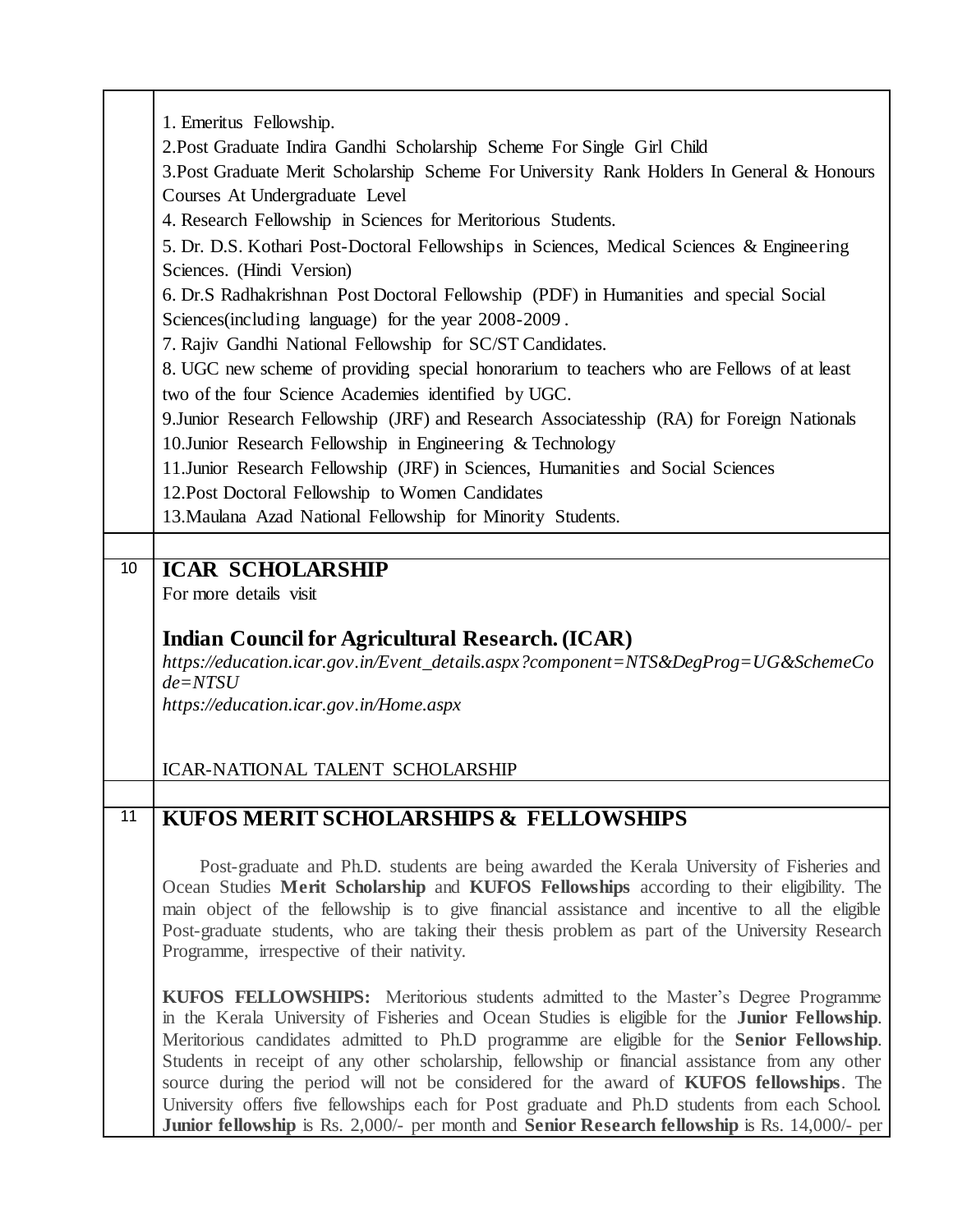| | |
|---|---|
| | 1. Emeritus Fellowship.<br>2.Post Graduate Indira Gandhi Scholarship Scheme For Single Girl Child<br>3.Post Graduate Merit Scholarship Scheme For University Rank Holders In General & Honours Courses At Undergraduate Level<br>4. Research Fellowship in Sciences for Meritorious Students.<br>5. Dr. D.S. Kothari Post-Doctoral Fellowships in Sciences, Medical Sciences & Engineering Sciences. (Hindi Version)<br>6. Dr.S Radhakrishnan Post Doctoral Fellowship (PDF) in Humanities and special Social Sciences(including language) for the year 2008-2009 .<br>7. Rajiv Gandhi National Fellowship for SC/ST Candidates.<br>8. UGC new scheme of providing special honorarium to teachers who are Fellows of at least two of the four Science Academies identified by UGC.<br>9.Junior Research Fellowship (JRF) and Research Associatesship (RA) for Foreign Nationals<br>10.Junior Research Fellowship in Engineering & Technology<br>11.Junior Research Fellowship (JRF) in Sciences, Humanities and Social Sciences<br>12.Post Doctoral Fellowship to Women Candidates<br>13.Maulana Azad National Fellowship for Minority Students. |
| | |
| 10 | **ICAR SCHOLARSHIP**<br>For more details visit<br><br>**Indian Council for Agricultural Research. (ICAR)**<br>*https://education.icar.gov.in/Event_details.aspx?component=NTS&DegProg=UG&SchemeCode=NTSU*<br>*https://education.icar.gov.in/Home.aspx*<br><br>ICAR-NATIONAL TALENT SCHOLARSHIP |
| | |
| 11 | **KUFOS MERIT SCHOLARSHIPS & FELLOWSHIPS**<br><br>Post-graduate and Ph.D. students are being awarded the Kerala University of Fisheries and Ocean Studies **Merit Scholarship** and **KUFOS Fellowships** according to their eligibility. The main object of the fellowship is to give financial assistance and incentive to all the eligible Post-graduate students, who are taking their thesis problem as part of the University Research Programme, irrespective of their nativity.<br><br>**KUFOS FELLOWSHIPS:** Meritorious students admitted to the Master's Degree Programme in the Kerala University of Fisheries and Ocean Studies is eligible for the **Junior Fellowship**. Meritorious candidates admitted to Ph.D programme are eligible for the **Senior Fellowship**. Students in receipt of any other scholarship, fellowship or financial assistance from any other source during the period will not be considered for the award of **KUFOS fellowships**. The University offers five fellowships each for Post graduate and Ph.D students from each School. **Junior fellowship** is Rs. 2,000/- per month and **Senior Research fellowship** is Rs. 14,000/- per |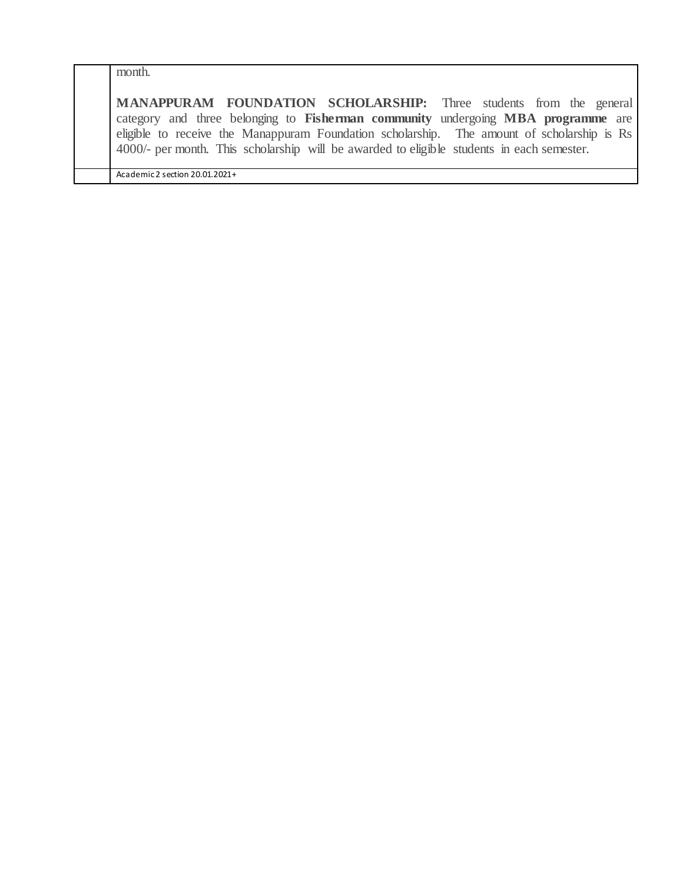| | |
|---|---|
| | month.<br><br>**MANAPPURAM FOUNDATION SCHOLARSHIP:** Three students from the general category and three belonging to **Fisherman community** undergoing **MBA programme** are eligible to receive the Manappuram Foundation scholarship. The amount of scholarship is Rs 4000/- per month. This scholarship will be awarded to eligible students in each semester. |
| | Academic 2 section 20.01.2021+ |